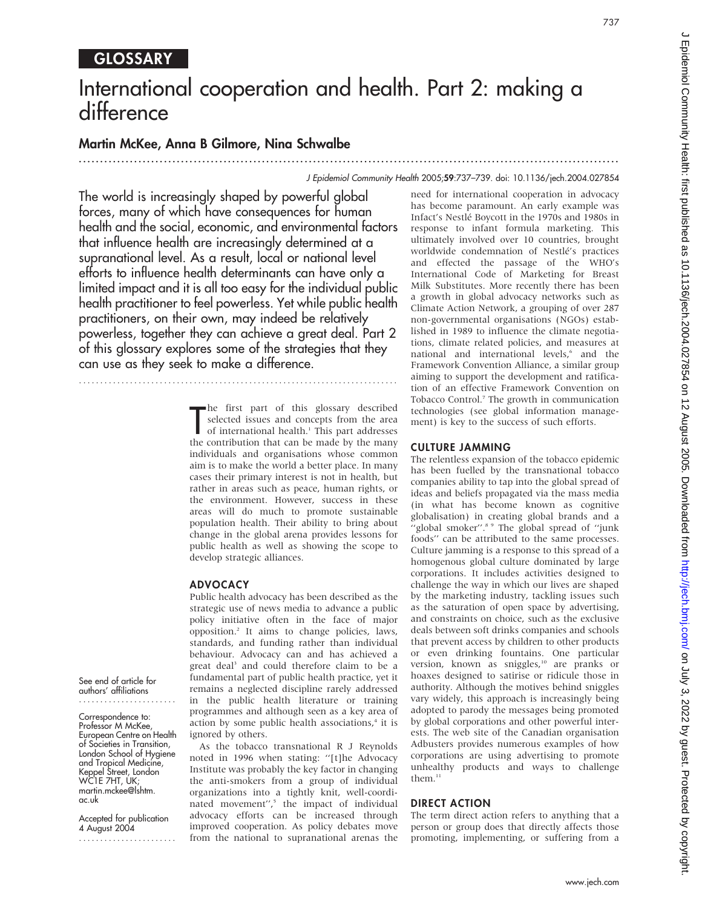GLOSSARY

# International cooperation and health. Part 2: making a difference

**Martin McKee, Anna B Gilmore, Nina Schwalbe**

J Epidemiol Community Health 2005;59:737–739. doi: 10.1136/jech.2004.027854

The world is increasingly shaped by powerful global forces, many of which have consequences for human health and the social, economic, and environmental factors that influence health are increasingly determined at a supranational level. As a result, local or national level efforts to influence health determinants can have only a limited impact and it is all too easy for the individual public health practitioner to feel powerless. Yet while public health practitioners, on their own, may indeed be relatively powerless, together they can achieve a great deal. Part 2 of this glossary explores some of the strategies that they can use as they seek to make a difference.

See end of article for authors' affiliations

Correspondence to: Professor M McKee, European Centre on Health of Societies in Transition, London School of Hygiene and Tropical Medicine, Keppel Street, London WC1E 7HT, UK; martin.mckee@lshtm.ac.uk

Accepted for publication 4 August 2004

The first part of this glossary described selected issues and concepts from the area of international health.[1] This part addresses the contribution that can be made by the many individuals and organisations whose common aim is to make the world a better place. In many cases their primary interest is not in health, but rather in areas such as peace, human rights, or the environment. However, success in these areas will do much to promote sustainable population health. Their ability to bring about change in the global arena provides lessons for public health as well as showing the scope to develop strategic alliances.

## ADVOCACY

Public health advocacy has been described as the strategic use of news media to advance a public policy initiative often in the face of major opposition.[2] It aims to change policies, laws, standards, and funding rather than individual behaviour. Advocacy can and has achieved a great deal[3] and could therefore claim to be a fundamental part of public health practice, yet it remains a neglected discipline rarely addressed in the public health literature or training programmes and although seen as a key area of action by some public health associations,[4] it is ignored by others.

As the tobacco transnational R J Reynolds noted in 1996 when stating: ''[t]he Advocacy Institute was probably the key factor in changing the anti-smokers from a group of individual organizations into a tightly knit, well-coordinated movement'',[5] the impact of individual advocacy efforts can be increased through improved cooperation. As policy debates move from the national to supranational arenas the need for international cooperation in advocacy has become paramount. An early example was Infact's Nestlé Boycott in the 1970s and 1980s in response to infant formula marketing. This ultimately involved over 10 countries, brought worldwide condemnation of Nestlé's practices and effected the passage of the WHO's International Code of Marketing for Breast Milk Substitutes. More recently there has been a growth in global advocacy networks such as Climate Action Network, a grouping of over 287 non-governmental organisations (NGOs) established in 1989 to influence the climate negotiations, climate related policies, and measures at national and international levels,[6] and the Framework Convention Alliance, a similar group aiming to support the development and ratification of an effective Framework Convention on Tobacco Control.[7] The growth in communication technologies (see global information management) is key to the success of such efforts.

## CULTURE JAMMING

The relentless expansion of the tobacco epidemic has been fuelled by the transnational tobacco companies ability to tap into the global spread of ideas and beliefs propagated via the mass media (in what has become known as cognitive globalisation) in creating global brands and a ''global smoker''.[8,9] The global spread of ''junk foods'' can be attributed to the same processes. Culture jamming is a response to this spread of a homogenous global culture dominated by large corporations. It includes activities designed to challenge the way in which our lives are shaped by the marketing industry, tackling issues such as the saturation of open space by advertising, and constraints on choice, such as the exclusive deals between soft drinks companies and schools that prevent access by children to other products or even drinking fountains. One particular version, known as sniggles,[10] are pranks or hoaxes designed to satirise or ridicule those in authority. Although the motives behind sniggles vary widely, this approach is increasingly being adopted to parody the messages being promoted by global corporations and other powerful interests. The web site of the Canadian organisation Adbusters provides numerous examples of how corporations are using advertising to promote unhealthy products and ways to challenge them.[11]

## DIRECT ACTION

The term direct action refers to anything that a person or group does that directly affects those promoting, implementing, or suffering from a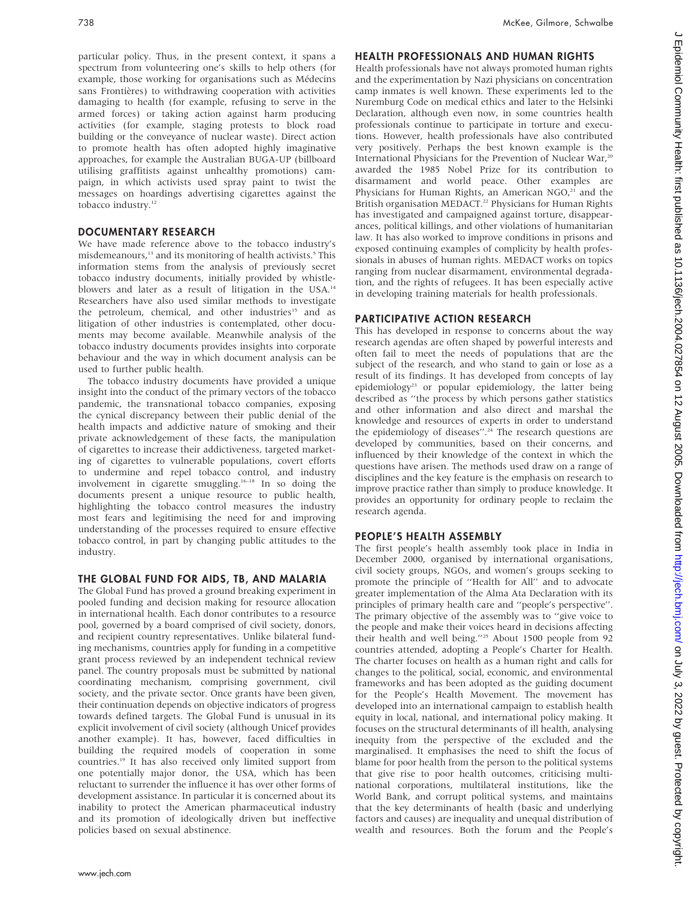particular policy. Thus, in the present context, it spans a spectrum from volunteering one's skills to help others (for example, those working for organisations such as Médecins sans Frontières) to withdrawing cooperation with activities damaging to health (for example, refusing to serve in the armed forces) or taking action against harm producing activities (for example, staging protests to block road building or the conveyance of nuclear waste). Direct action to promote health has often adopted highly imaginative approaches, for example the Australian BUGA-UP (billboard utilising graffitists against unhealthy promotions) campaign, in which activists used spray paint to twist the messages on hoardings advertising cigarettes against the tobacco industry.[12]

## DOCUMENTARY RESEARCH

We have made reference above to the tobacco industry's misdemeanours,[13] and its monitoring of health activists.[5] This information stems from the analysis of previously secret tobacco industry documents, initially provided by whistleblowers and later as a result of litigation in the USA.[14] Researchers have also used similar methods to investigate the petroleum, chemical, and other industries[15] and as litigation of other industries is contemplated, other documents may become available. Meanwhile analysis of the tobacco industry documents provides insights into corporate behaviour and the way in which document analysis can be used to further public health.

The tobacco industry documents have provided a unique insight into the conduct of the primary vectors of the tobacco pandemic, the transnational tobacco companies, exposing the cynical discrepancy between their public denial of the health impacts and addictive nature of smoking and their private acknowledgement of these facts, the manipulation of cigarettes to increase their addictiveness, targeted marketing of cigarettes to vulnerable populations, covert efforts to undermine and repel tobacco control, and industry involvement in cigarette smuggling.[16–18] In so doing the documents present a unique resource to public health, highlighting the tobacco control measures the industry most fears and legitimising the need for and improving understanding of the processes required to ensure effective tobacco control, in part by changing public attitudes to the industry.

## THE GLOBAL FUND FOR AIDS, TB, AND MALARIA

The Global Fund has proved a ground breaking experiment in pooled funding and decision making for resource allocation in international health. Each donor contributes to a resource pool, governed by a board comprised of civil society, donors, and recipient country representatives. Unlike bilateral funding mechanisms, countries apply for funding in a competitive grant process reviewed by an independent technical review panel. The country proposals must be submitted by national coordinating mechanism, comprising government, civil society, and the private sector. Once grants have been given, their continuation depends on objective indicators of progress towards defined targets. The Global Fund is unusual in its explicit involvement of civil society (although Unicef provides another example). It has, however, faced difficulties in building the required models of cooperation in some countries.[19] It has also received only limited support from one potentially major donor, the USA, which has been reluctant to surrender the influence it has over other forms of development assistance. In particular it is concerned about its inability to protect the American pharmaceutical industry and its promotion of ideologically driven but ineffective policies based on sexual abstinence.

## HEALTH PROFESSIONALS AND HUMAN RIGHTS

Health professionals have not always promoted human rights and the experimentation by Nazi physicians on concentration camp inmates is well known. These experiments led to the Nuremburg Code on medical ethics and later to the Helsinki Declaration, although even now, in some countries health professionals continue to participate in torture and executions. However, health professionals have also contributed very positively. Perhaps the best known example is the International Physicians for the Prevention of Nuclear War,[20] awarded the 1985 Nobel Prize for its contribution to disarmament and world peace. Other examples are Physicians for Human Rights, an American NGO,[21] and the British organisation MEDACT.[22] Physicians for Human Rights has investigated and campaigned against torture, disappearances, political killings, and other violations of humanitarian law. It has also worked to improve conditions in prisons and exposed continuing examples of complicity by health professionals in abuses of human rights. MEDACT works on topics ranging from nuclear disarmament, environmental degradation, and the rights of refugees. It has been especially active in developing training materials for health professionals.

## PARTICIPATIVE ACTION RESEARCH

This has developed in response to concerns about the way research agendas are often shaped by powerful interests and often fail to meet the needs of populations that are the subject of the research, and who stand to gain or lose as a result of its findings. It has developed from concepts of lay epidemiology[23] or popular epidemiology, the latter being described as "the process by which persons gather statistics and other information and also direct and marshal the knowledge and resources of experts in order to understand the epidemiology of diseases".[24] The research questions are developed by communities, based on their concerns, and influenced by their knowledge of the context in which the questions have arisen. The methods used draw on a range of disciplines and the key feature is the emphasis on research to improve practice rather than simply to produce knowledge. It provides an opportunity for ordinary people to reclaim the research agenda.

## PEOPLE'S HEALTH ASSEMBLY

The first people's health assembly took place in India in December 2000, organised by international organisations, civil society groups, NGOs, and women's groups seeking to promote the principle of "Health for All" and to advocate greater implementation of the Alma Ata Declaration with its principles of primary health care and "people's perspective". The primary objective of the assembly was to "give voice to the people and make their voices heard in decisions affecting their health and well being."[25] About 1500 people from 92 countries attended, adopting a People's Charter for Health. The charter focuses on health as a human right and calls for changes to the political, social, economic, and environmental frameworks and has been adopted as the guiding document for the People's Health Movement. The movement has developed into an international campaign to establish health equity in local, national, and international policy making. It focuses on the structural determinants of ill health, analysing inequity from the perspective of the excluded and the marginalised. It emphasises the need to shift the focus of blame for poor health from the person to the political systems that give rise to poor health outcomes, criticising multinational corporations, multilateral institutions, like the World Bank, and corrupt political systems, and maintains that the key determinants of health (basic and underlying factors and causes) are inequality and unequal distribution of wealth and resources. Both the forum and the People's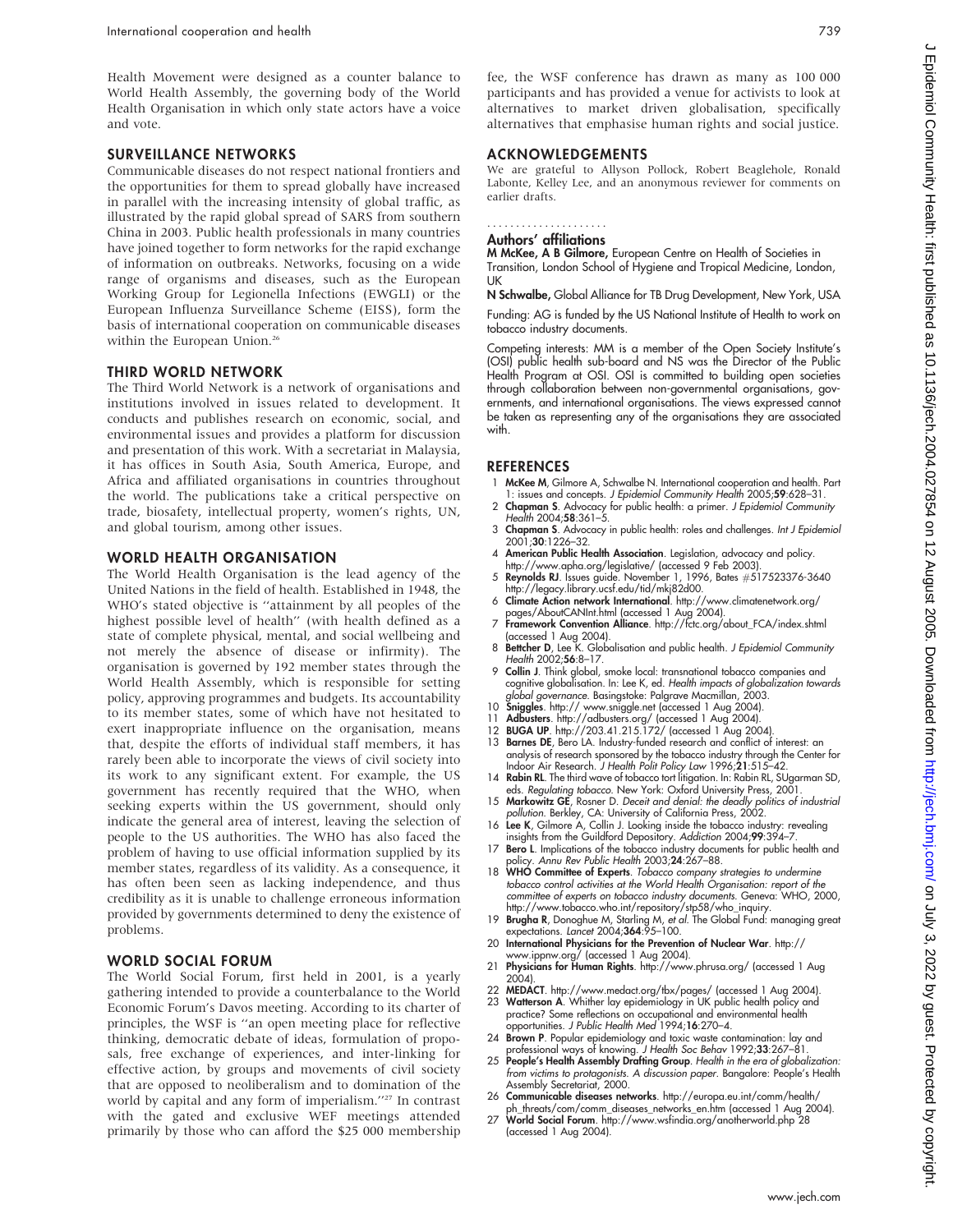Health Movement were designed as a counter balance to World Health Assembly, the governing body of the World Health Organisation in which only state actors have a voice and vote.

## SURVEILLANCE NETWORKS

Communicable diseases do not respect national frontiers and the opportunities for them to spread globally have increased in parallel with the increasing intensity of global traffic, as illustrated by the rapid global spread of SARS from southern China in 2003. Public health professionals in many countries have joined together to form networks for the rapid exchange of information on outbreaks. Networks, focusing on a wide range of organisms and diseases, such as the European Working Group for Legionella Infections (EWGLI) or the European Influenza Surveillance Scheme (EISS), form the basis of international cooperation on communicable diseases within the European Union.[26]

## THIRD WORLD NETWORK

The Third World Network is a network of organisations and institutions involved in issues related to development. It conducts and publishes research on economic, social, and environmental issues and provides a platform for discussion and presentation of this work. With a secretariat in Malaysia, it has offices in South Asia, South America, Europe, and Africa and affiliated organisations in countries throughout the world. The publications take a critical perspective on trade, biosafety, intellectual property, women's rights, UN, and global tourism, among other issues.

## WORLD HEALTH ORGANISATION

The World Health Organisation is the lead agency of the United Nations in the field of health. Established in 1948, the WHO's stated objective is ''attainment by all peoples of the highest possible level of health'' (with health defined as a state of complete physical, mental, and social wellbeing and not merely the absence of disease or infirmity). The organisation is governed by 192 member states through the World Health Assembly, which is responsible for setting policy, approving programmes and budgets. Its accountability to its member states, some of which have not hesitated to exert inappropriate influence on the organisation, means that, despite the efforts of individual staff members, it has rarely been able to incorporate the views of civil society into its work to any significant extent. For example, the US government has recently required that the WHO, when seeking experts within the US government, should only indicate the general area of interest, leaving the selection of people to the US authorities. The WHO has also faced the problem of having to use official information supplied by its member states, regardless of its validity. As a consequence, it has often been seen as lacking independence, and thus credibility as it is unable to challenge erroneous information provided by governments determined to deny the existence of problems.

## WORLD SOCIAL FORUM

The World Social Forum, first held in 2001, is a yearly gathering intended to provide a counterbalance to the World Economic Forum's Davos meeting. According to its charter of principles, the WSF is ''an open meeting place for reflective thinking, democratic debate of ideas, formulation of proposals, free exchange of experiences, and inter-linking for effective action, by groups and movements of civil society that are opposed to neoliberalism and to domination of the world by capital and any form of imperialism.''[27] In contrast with the gated and exclusive WEF meetings attended primarily by those who can afford the $25 000 membership fee, the WSF conference has drawn as many as 100 000 participants and has provided a venue for activists to look at alternatives to market driven globalisation, specifically alternatives that emphasise human rights and social justice.

## ACKNOWLEDGEMENTS

We are grateful to Allyson Pollock, Robert Beaglehole, Ronald Labonte, Kelley Lee, and an anonymous reviewer for comments on earlier drafts.

### Authors' affiliations

**M McKee, A B Gilmore,** European Centre on Health of Societies in Transition, London School of Hygiene and Tropical Medicine, London, UK

**N Schwalbe,** Global Alliance for TB Drug Development, New York, USA

Funding: AG is funded by the US National Institute of Health to work on tobacco industry documents.

Competing interests: MM is a member of the Open Society Institute's (OSI) public health sub-board and NS was the Director of the Public Health Program at OSI. OSI is committed to building open societies through collaboration between non-governmental organisations, governments, and international organisations. The views expressed cannot be taken as representing any of the organisations they are associated with.

## REFERENCES

1. **McKee M**, Gilmore A, Schwalbe N. International cooperation and health. Part 1: issues and concepts. *J Epidemiol Community Health* 2005;**59**:628–31.
2. **Chapman S**. Advocacy for public health: a primer. *J Epidemiol Community Health* 2004;**58**:361–5.
3. **Chapman S**. Advocacy in public health: roles and challenges. *Int J Epidemiol* 2001;**30**:1226–32.
4. **American Public Health Association**. Legislation, advocacy and policy. http://www.apha.org/legislative/ (accessed 9 Feb 2003).
5. **Reynolds RJ**. Issues guide. November 1, 1996, Bates #517523376-3640 http://legacy.library.ucsf.edu/tid/mkj82d00.
6. **Climate Action network International**. http://www.climatenetwork.org/pages/AboutCANInt.html (accessed 1 Aug 2004).
7. **Framework Convention Alliance**. http://fctc.org/about_FCA/index.shtml (accessed 1 Aug 2004).
8. **Bettcher D**, Lee K. Globalisation and public health. *J Epidemiol Community Health* 2002;**56**:8–17.
9. **Collin J**. Think global, smoke local: transnational tobacco companies and cognitive globalisation. In: Lee K, ed. *Health impacts of globalization towards global governance*. Basingstoke: Palgrave Macmillan, 2003.
10. **Sniggles**. http:// www.sniggle.net (accessed 1 Aug 2004).
11. **Adbusters**. http://adbusters.org/ (accessed 1 Aug 2004).
12. **BUGA UP**. http://203.41.215.172/ (accessed 1 Aug 2004).
13. **Barnes DE**, Bero LA. Industry-funded research and conflict of interest: an analysis of research sponsored by the tobacco industry through the Center for Indoor Air Research. *J Health Polit Policy Law* 1996;**21**:515–42.
14. **Rabin RL**. The third wave of tobacco tort litigation. In: Rabin RL, SUgarman SD, eds. *Regulating tobacco*. New York: Oxford University Press, 2001.
15. **Markowitz GE**, Rosner D. *Deceit and denial: the deadly politics of industrial pollution*. Berkley, CA: University of California Press, 2002.
16. **Lee K**, Gilmore A, Collin J. Looking inside the tobacco industry: revealing insights from the Guildford Depository. *Addiction* 2004;**99**:394–7.
17. **Bero L**. Implications of the tobacco industry documents for public health and policy. *Annu Rev Public Health* 2003;**24**:267–88.
18. **WHO Committee of Experts**. *Tobacco company strategies to undermine tobacco control activities at the World Health Organisation: report of the committee of experts on tobacco industry documents*. Geneva: WHO, 2000, http://www.tobacco.who.int/repository/stp58/who_inquiry.
19. **Brugha R**, Donoghue M, Starling M, *et al*. The Global Fund: managing great expectations. *Lancet* 2004;**364**:95–100.
20. **International Physicians for the Prevention of Nuclear War**. http://www.ippnw.org/ (accessed 1 Aug 2004).
21. **Physicians for Human Rights**. http://www.phrusa.org/ (accessed 1 Aug 2004).
22. **MEDACT**. http://www.medact.org/tbx/pages/ (accessed 1 Aug 2004).
23. **Watterson A**. Whither lay epidemiology in UK public health policy and practice? Some reflections on occupational and environmental health opportunities. *J Public Health Med* 1994;**16**:270–4.
24. **Brown P**. Popular epidemiology and toxic waste contamination: lay and professional ways of knowing. *J Health Soc Behav* 1992;**33**:267–81.
25. **People's Health Assembly Drafting Group**. *Health in the era of globalization: from victims to protagonists. A discussion paper*. Bangalore: People's Health Assembly Secretariat, 2000.
26. **Communicable diseases networks**. http://europa.eu.int/comm/health/ph_threats/com/comm_diseases_networks_en.htm (accessed 1 Aug 2004).
27. **World Social Forum**. http://www.wsfindia.org/anotherworld.php 28 (accessed 1 Aug 2004).